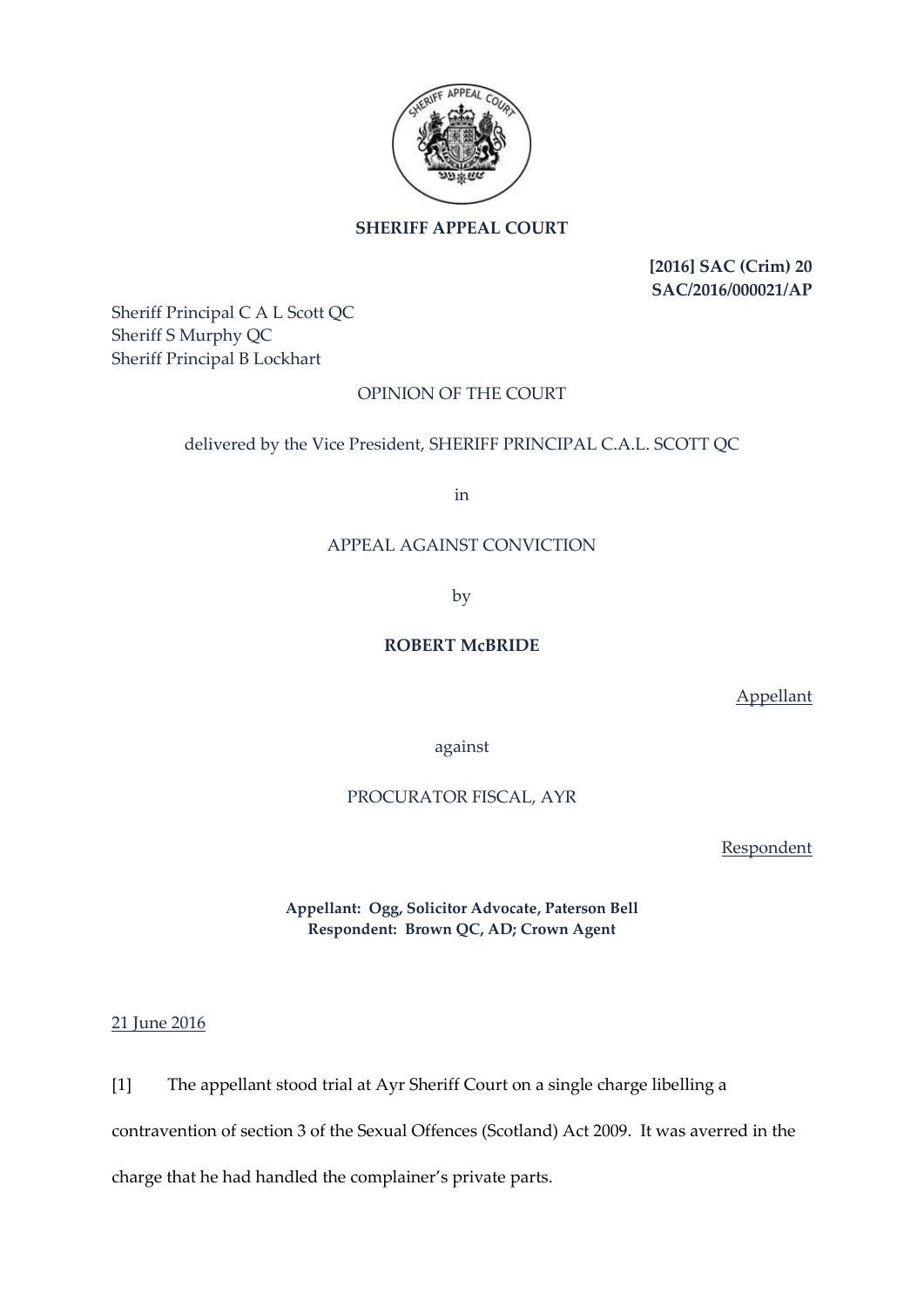**SHERIFF APPEAL COURT**

**[2016] SAC (Crim) 20**
**SAC/2016/000021/AP**

Sheriff Principal C A L Scott QC
Sheriff S Murphy QC
Sheriff Principal B Lockhart

OPINION OF THE COURT

delivered by the Vice President, SHERIFF PRINCIPAL C.A.L. SCOTT QC

in

APPEAL AGAINST CONVICTION

by

**ROBERT McBRIDE**

Appellant

against

PROCURATOR FISCAL, AYR

Respondent

**Appellant: Ogg, Solicitor Advocate, Paterson Bell**
**Respondent: Brown QC, AD; Crown Agent**

21 June 2016

[1] The appellant stood trial at Ayr Sheriff Court on a single charge libelling a contravention of section 3 of the Sexual Offences (Scotland) Act 2009. It was averred in the charge that he had handled the complainer's private parts.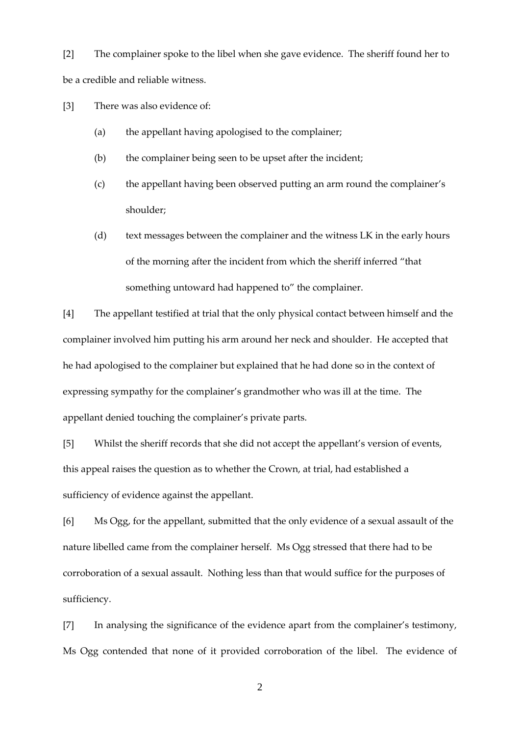[2] The complainer spoke to the libel when she gave evidence. The sheriff found her to be a credible and reliable witness.

[3] There was also evidence of:

(a) the appellant having apologised to the complainer;

(b) the complainer being seen to be upset after the incident;

(c) the appellant having been observed putting an arm round the complainer's shoulder;

(d) text messages between the complainer and the witness LK in the early hours of the morning after the incident from which the sheriff inferred "that something untoward had happened to" the complainer.

[4] The appellant testified at trial that the only physical contact between himself and the complainer involved him putting his arm around her neck and shoulder. He accepted that he had apologised to the complainer but explained that he had done so in the context of expressing sympathy for the complainer's grandmother who was ill at the time. The appellant denied touching the complainer's private parts.

[5] Whilst the sheriff records that she did not accept the appellant's version of events, this appeal raises the question as to whether the Crown, at trial, had established a sufficiency of evidence against the appellant.

[6] Ms Ogg, for the appellant, submitted that the only evidence of a sexual assault of the nature libelled came from the complainer herself. Ms Ogg stressed that there had to be corroboration of a sexual assault. Nothing less than that would suffice for the purposes of sufficiency.

[7] In analysing the significance of the evidence apart from the complainer's testimony, Ms Ogg contended that none of it provided corroboration of the libel. The evidence of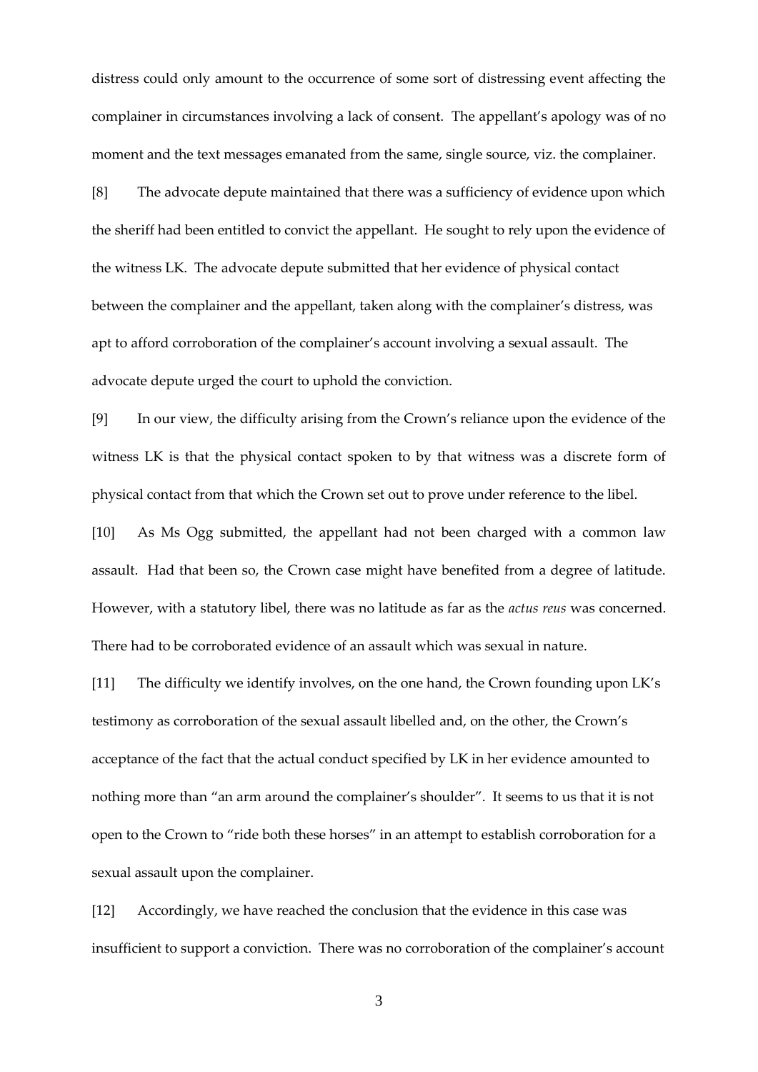distress could only amount to the occurrence of some sort of distressing event affecting the complainer in circumstances involving a lack of consent. The appellant's apology was of no moment and the text messages emanated from the same, single source, viz. the complainer.

[8] The advocate depute maintained that there was a sufficiency of evidence upon which the sheriff had been entitled to convict the appellant. He sought to rely upon the evidence of the witness LK. The advocate depute submitted that her evidence of physical contact between the complainer and the appellant, taken along with the complainer's distress, was apt to afford corroboration of the complainer's account involving a sexual assault. The advocate depute urged the court to uphold the conviction.

[9] In our view, the difficulty arising from the Crown's reliance upon the evidence of the witness LK is that the physical contact spoken to by that witness was a discrete form of physical contact from that which the Crown set out to prove under reference to the libel.

[10] As Ms Ogg submitted, the appellant had not been charged with a common law assault. Had that been so, the Crown case might have benefited from a degree of latitude. However, with a statutory libel, there was no latitude as far as the *actus reus* was concerned. There had to be corroborated evidence of an assault which was sexual in nature.

[11] The difficulty we identify involves, on the one hand, the Crown founding upon LK's testimony as corroboration of the sexual assault libelled and, on the other, the Crown's acceptance of the fact that the actual conduct specified by LK in her evidence amounted to nothing more than "an arm around the complainer's shoulder". It seems to us that it is not open to the Crown to "ride both these horses" in an attempt to establish corroboration for a sexual assault upon the complainer.

[12] Accordingly, we have reached the conclusion that the evidence in this case was insufficient to support a conviction. There was no corroboration of the complainer's account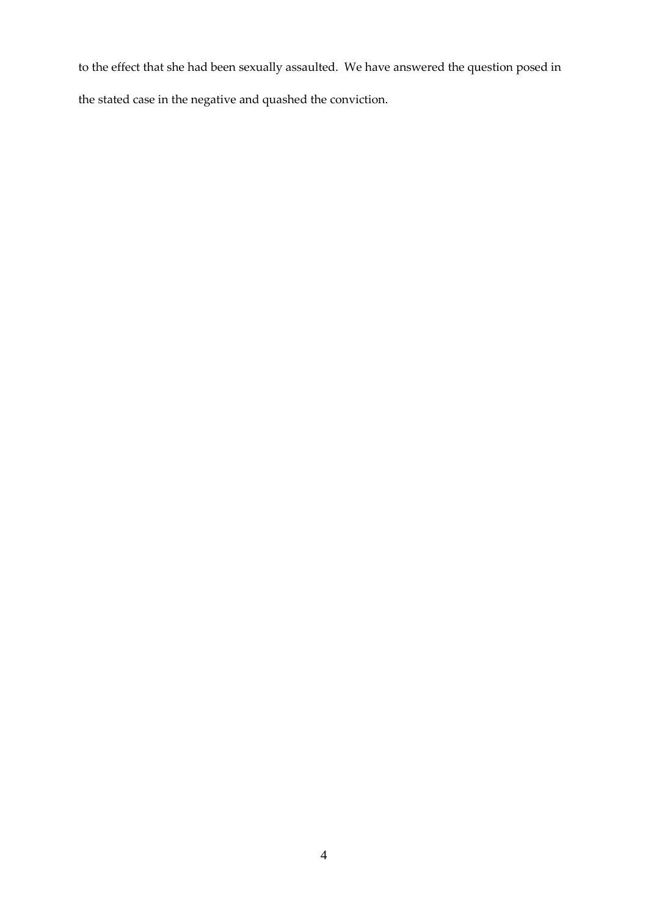to the effect that she had been sexually assaulted. We have answered the question posed in the stated case in the negative and quashed the conviction.